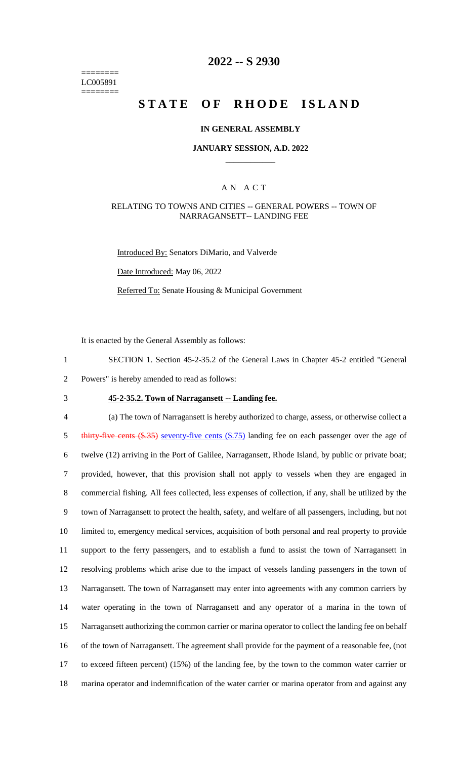========
LC005891
========

# 2022 -- S 2930

# STATE OF RHODE ISLAND

## IN GENERAL ASSEMBLY

### JANUARY SESSION, A.D. 2022

## A N A C T

### RELATING TO TOWNS AND CITIES -- GENERAL POWERS -- TOWN OF NARRAGANSETT-- LANDING FEE

Introduced By: Senators DiMario, and Valverde

Date Introduced: May 06, 2022

Referred To: Senate Housing & Municipal Government

It is enacted by the General Assembly as follows:

1 SECTION 1. Section 45-2-35.2 of the General Laws in Chapter 45-2 entitled "General
2 Powers" is hereby amended to read as follows:

3 **45-2-35.2. Town of Narragansett -- Landing fee.**

4 (a) The town of Narragansett is hereby authorized to charge, assess, or otherwise collect a
5 ~~thirty-five cents ($.35)~~ seventy-five cents ($.75) landing fee on each passenger over the age of
6 twelve (12) arriving in the Port of Galilee, Narragansett, Rhode Island, by public or private boat;
7 provided, however, that this provision shall not apply to vessels when they are engaged in
8 commercial fishing. All fees collected, less expenses of collection, if any, shall be utilized by the
9 town of Narragansett to protect the health, safety, and welfare of all passengers, including, but not
10 limited to, emergency medical services, acquisition of both personal and real property to provide
11 support to the ferry passengers, and to establish a fund to assist the town of Narragansett in
12 resolving problems which arise due to the impact of vessels landing passengers in the town of
13 Narragansett. The town of Narragansett may enter into agreements with any common carriers by
14 water operating in the town of Narragansett and any operator of a marina in the town of
15 Narragansett authorizing the common carrier or marina operator to collect the landing fee on behalf
16 of the town of Narragansett. The agreement shall provide for the payment of a reasonable fee, (not
17 to exceed fifteen percent) (15%) of the landing fee, by the town to the common water carrier or
18 marina operator and indemnification of the water carrier or marina operator from and against any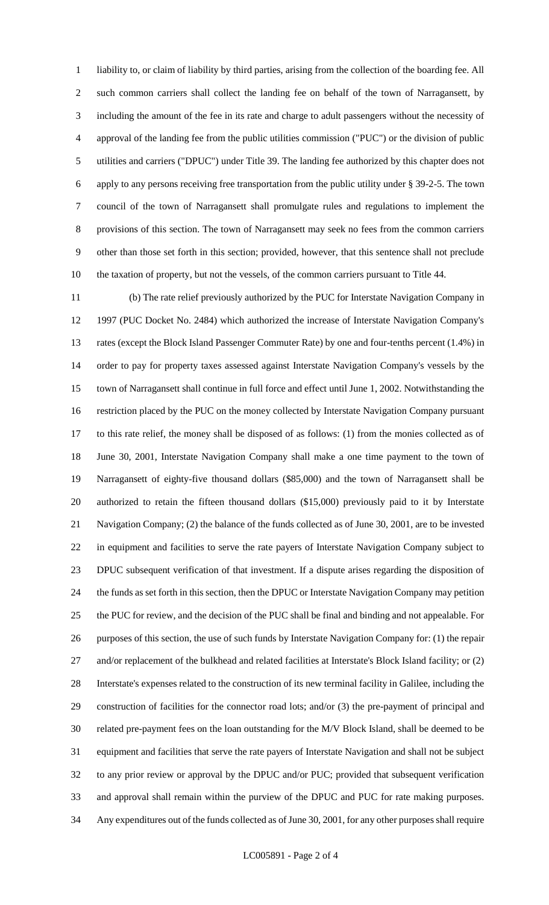liability to, or claim of liability by third parties, arising from the collection of the boarding fee. All such common carriers shall collect the landing fee on behalf of the town of Narragansett, by including the amount of the fee in its rate and charge to adult passengers without the necessity of approval of the landing fee from the public utilities commission ("PUC") or the division of public utilities and carriers ("DPUC") under Title 39. The landing fee authorized by this chapter does not apply to any persons receiving free transportation from the public utility under § 39-2-5. The town council of the town of Narragansett shall promulgate rules and regulations to implement the provisions of this section. The town of Narragansett may seek no fees from the common carriers other than those set forth in this section; provided, however, that this sentence shall not preclude the taxation of property, but not the vessels, of the common carriers pursuant to Title 44.

(b) The rate relief previously authorized by the PUC for Interstate Navigation Company in 1997 (PUC Docket No. 2484) which authorized the increase of Interstate Navigation Company's rates (except the Block Island Passenger Commuter Rate) by one and four-tenths percent (1.4%) in order to pay for property taxes assessed against Interstate Navigation Company's vessels by the town of Narragansett shall continue in full force and effect until June 1, 2002. Notwithstanding the restriction placed by the PUC on the money collected by Interstate Navigation Company pursuant to this rate relief, the money shall be disposed of as follows: (1) from the monies collected as of June 30, 2001, Interstate Navigation Company shall make a one time payment to the town of Narragansett of eighty-five thousand dollars ($85,000) and the town of Narragansett shall be authorized to retain the fifteen thousand dollars ($15,000) previously paid to it by Interstate Navigation Company; (2) the balance of the funds collected as of June 30, 2001, are to be invested in equipment and facilities to serve the rate payers of Interstate Navigation Company subject to DPUC subsequent verification of that investment. If a dispute arises regarding the disposition of the funds as set forth in this section, then the DPUC or Interstate Navigation Company may petition the PUC for review, and the decision of the PUC shall be final and binding and not appealable. For purposes of this section, the use of such funds by Interstate Navigation Company for: (1) the repair and/or replacement of the bulkhead and related facilities at Interstate's Block Island facility; or (2) Interstate's expenses related to the construction of its new terminal facility in Galilee, including the construction of facilities for the connector road lots; and/or (3) the pre-payment of principal and related pre-payment fees on the loan outstanding for the M/V Block Island, shall be deemed to be equipment and facilities that serve the rate payers of Interstate Navigation and shall not be subject to any prior review or approval by the DPUC and/or PUC; provided that subsequent verification and approval shall remain within the purview of the DPUC and PUC for rate making purposes. Any expenditures out of the funds collected as of June 30, 2001, for any other purposes shall require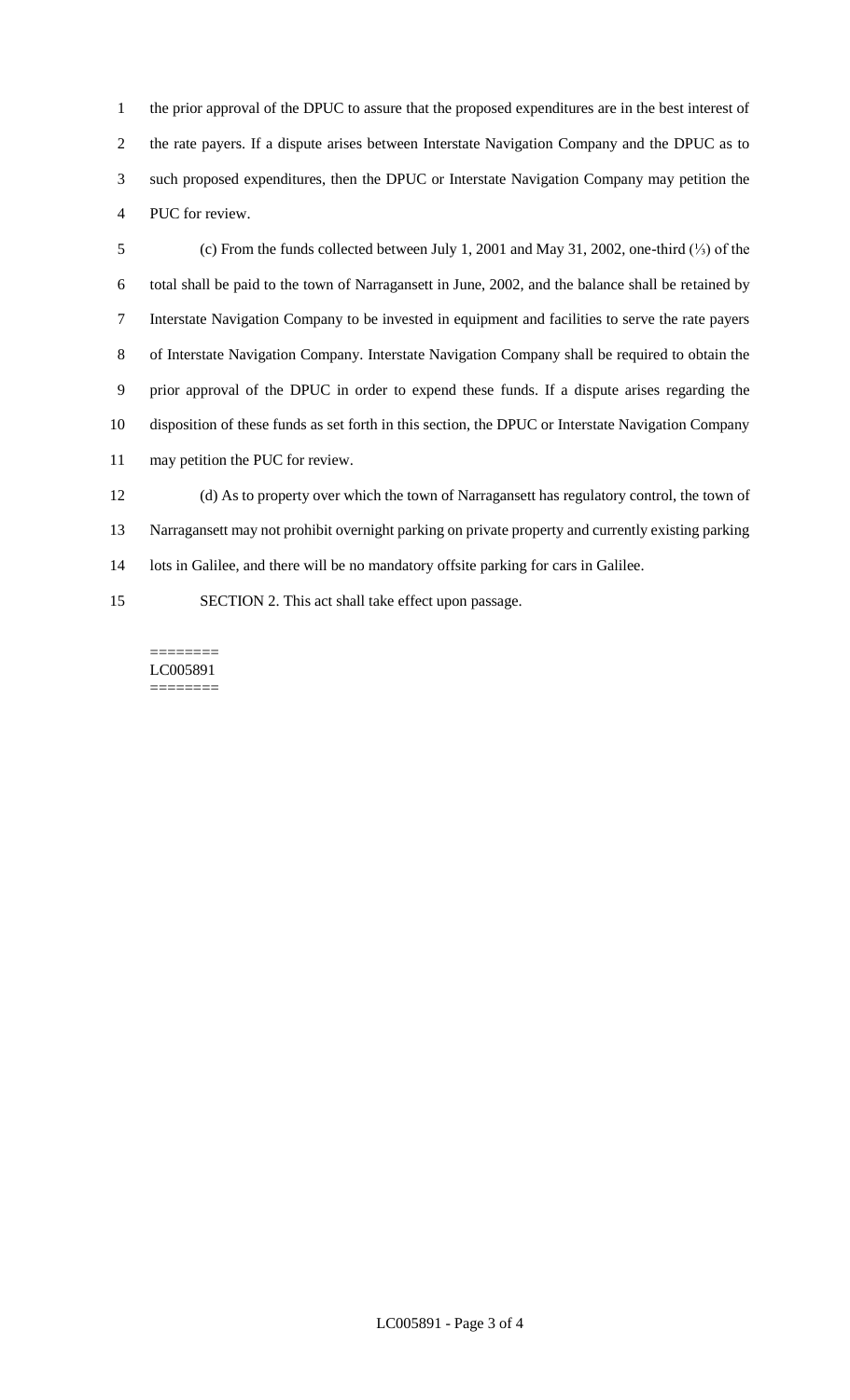the prior approval of the DPUC to assure that the proposed expenditures are in the best interest of the rate payers. If a dispute arises between Interstate Navigation Company and the DPUC as to such proposed expenditures, then the DPUC or Interstate Navigation Company may petition the PUC for review.

(c) From the funds collected between July 1, 2001 and May 31, 2002, one-third (⅓) of the total shall be paid to the town of Narragansett in June, 2002, and the balance shall be retained by Interstate Navigation Company to be invested in equipment and facilities to serve the rate payers of Interstate Navigation Company. Interstate Navigation Company shall be required to obtain the prior approval of the DPUC in order to expend these funds. If a dispute arises regarding the disposition of these funds as set forth in this section, the DPUC or Interstate Navigation Company may petition the PUC for review.

(d) As to property over which the town of Narragansett has regulatory control, the town of Narragansett may not prohibit overnight parking on private property and currently existing parking lots in Galilee, and there will be no mandatory offsite parking for cars in Galilee.

SECTION 2. This act shall take effect upon passage.

========
LC005891
========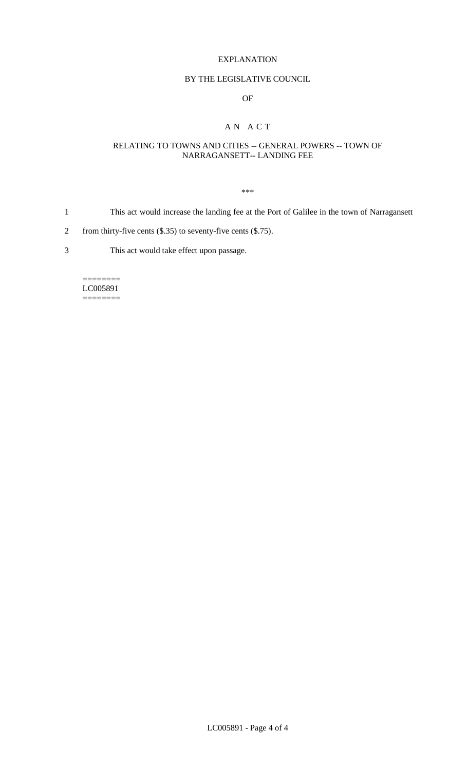EXPLANATION

BY THE LEGISLATIVE COUNCIL

OF

# A N A C T

RELATING TO TOWNS AND CITIES -- GENERAL POWERS -- TOWN OF NARRAGANSETT-- LANDING FEE

\*\*\*

1 This act would increase the landing fee at the Port of Galilee in the town of Narragansett

2 from thirty-five cents ($.35) to seventy-five cents ($.75).

3 This act would take effect upon passage.

========
LC005891
========